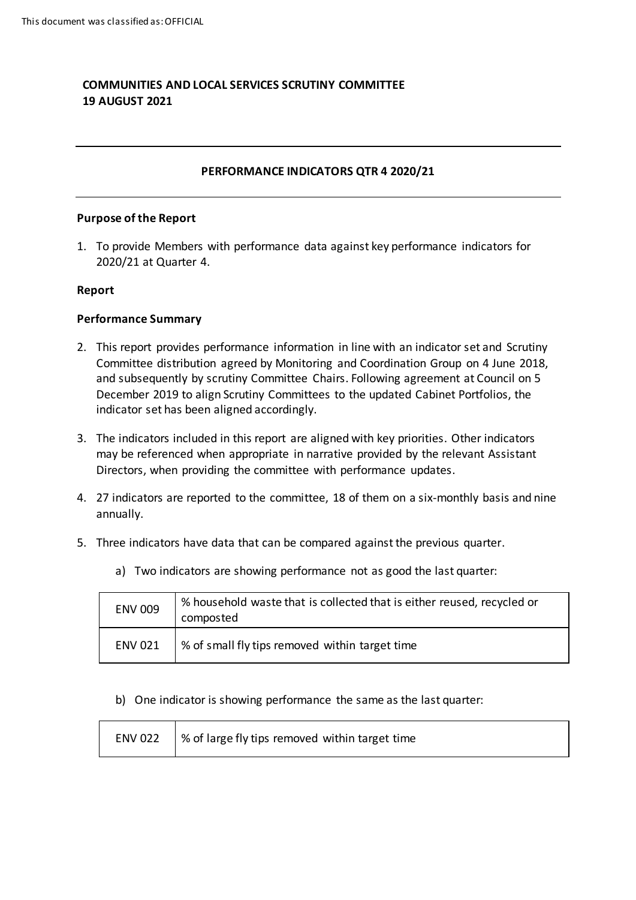This document was classified as: OFFICIAL

**COMMUNITIES AND LOCAL SERVICES SCRUTINY COMMITTEE**
**19 AUGUST 2021**

---

**PERFORMANCE INDICATORS QTR 4 2020/21**

---

**Purpose of the Report**

1. To provide Members with performance data against key performance indicators for 2020/21 at Quarter 4.

**Report**

**Performance Summary**

2. This report provides performance information in line with an indicator set and Scrutiny Committee distribution agreed by Monitoring and Coordination Group on 4 June 2018, and subsequently by scrutiny Committee Chairs. Following agreement at Council on 5 December 2019 to align Scrutiny Committees to the updated Cabinet Portfolios, the indicator set has been aligned accordingly.

3. The indicators included in this report are aligned with key priorities. Other indicators may be referenced when appropriate in narrative provided by the relevant Assistant Directors, when providing the committee with performance updates.

4. 27 indicators are reported to the committee, 18 of them on a six-monthly basis and nine annually.

5. Three indicators have data that can be compared against the previous quarter.

   a) Two indicators are showing performance not as good the last quarter:

| ENV 009 | % household waste that is collected that is either reused, recycled or composted |
|---|---|
| ENV 021 | % of small fly tips removed within target time |

   b) One indicator is showing performance the same as the last quarter:

| ENV 022 | % of large fly tips removed within target time |
|---|---|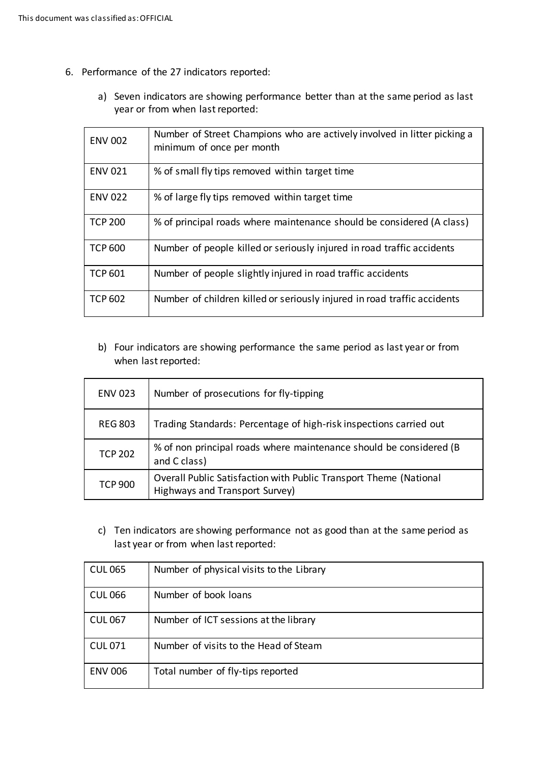6. Performance of the 27 indicators reported:

   a) Seven indicators are showing performance better than at the same period as last year or from when last reported:

| ENV 002 | Number of Street Champions who are actively involved in litter picking a minimum of once per month |
|---|---|
| ENV 021 | % of small fly tips removed within target time |
| ENV 022 | % of large fly tips removed within target time |
| TCP 200 | % of principal roads where maintenance should be considered (A class) |
| TCP 600 | Number of people killed or seriously injured in road traffic accidents |
| TCP 601 | Number of people slightly injured in road traffic accidents |
| TCP 602 | Number of children killed or seriously injured in road traffic accidents |

   b) Four indicators are showing performance the same period as last year or from when last reported:

| ENV 023 | Number of prosecutions for fly-tipping |
|---|---|
| REG 803 | Trading Standards: Percentage of high-risk inspections carried out |
| TCP 202 | % of non principal roads where maintenance should be considered (B and C class) |
| TCP 900 | Overall Public Satisfaction with Public Transport Theme (National Highways and Transport Survey) |

   c) Ten indicators are showing performance not as good than at the same period as last year or from when last reported:

| CUL 065 | Number of physical visits to the Library |
|---|---|
| CUL 066 | Number of book loans |
| CUL 067 | Number of ICT sessions at the library |
| CUL 071 | Number of visits to the Head of Steam |
| ENV 006 | Total number of fly-tips reported |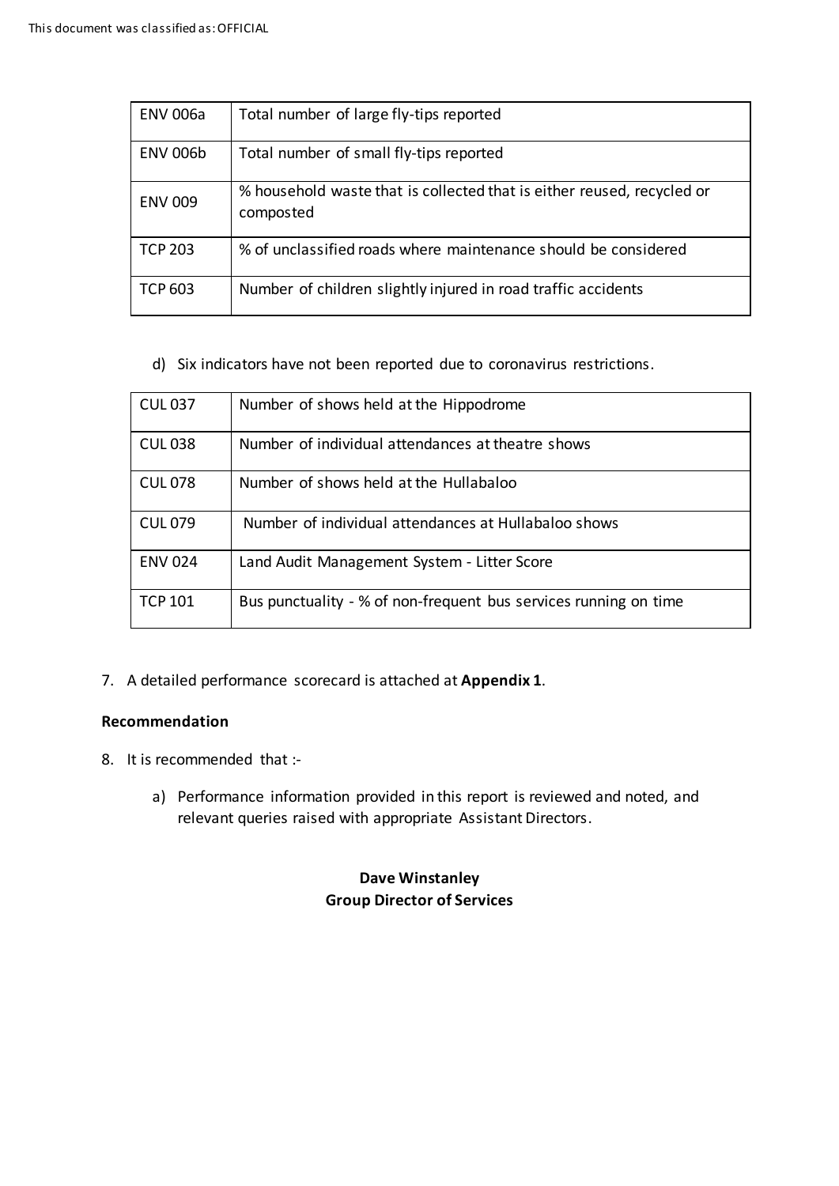| ENV 006a | Total number of large fly-tips reported |
|---|---|
| ENV 006b | Total number of small fly-tips reported |
| ENV 009 | % household waste that is collected that is either reused, recycled or composted |
| TCP 203 | % of unclassified roads where maintenance should be considered |
| TCP 603 | Number of children slightly injured in road traffic accidents |

d) Six indicators have not been reported due to coronavirus restrictions.

| CUL 037 | Number of shows held at the Hippodrome |
|---|---|
| CUL 038 | Number of individual attendances at theatre shows |
| CUL 078 | Number of shows held at the Hullabaloo |
| CUL 079 | Number of individual attendances at Hullabaloo shows |
| ENV 024 | Land Audit Management System - Litter Score |
| TCP 101 | Bus punctuality - % of non-frequent bus services running on time |

7. A detailed performance scorecard is attached at **Appendix 1**.

**Recommendation**

8. It is recommended that :-

   a) Performance information provided in this report is reviewed and noted, and relevant queries raised with appropriate Assistant Directors.

**Dave Winstanley**
**Group Director of Services**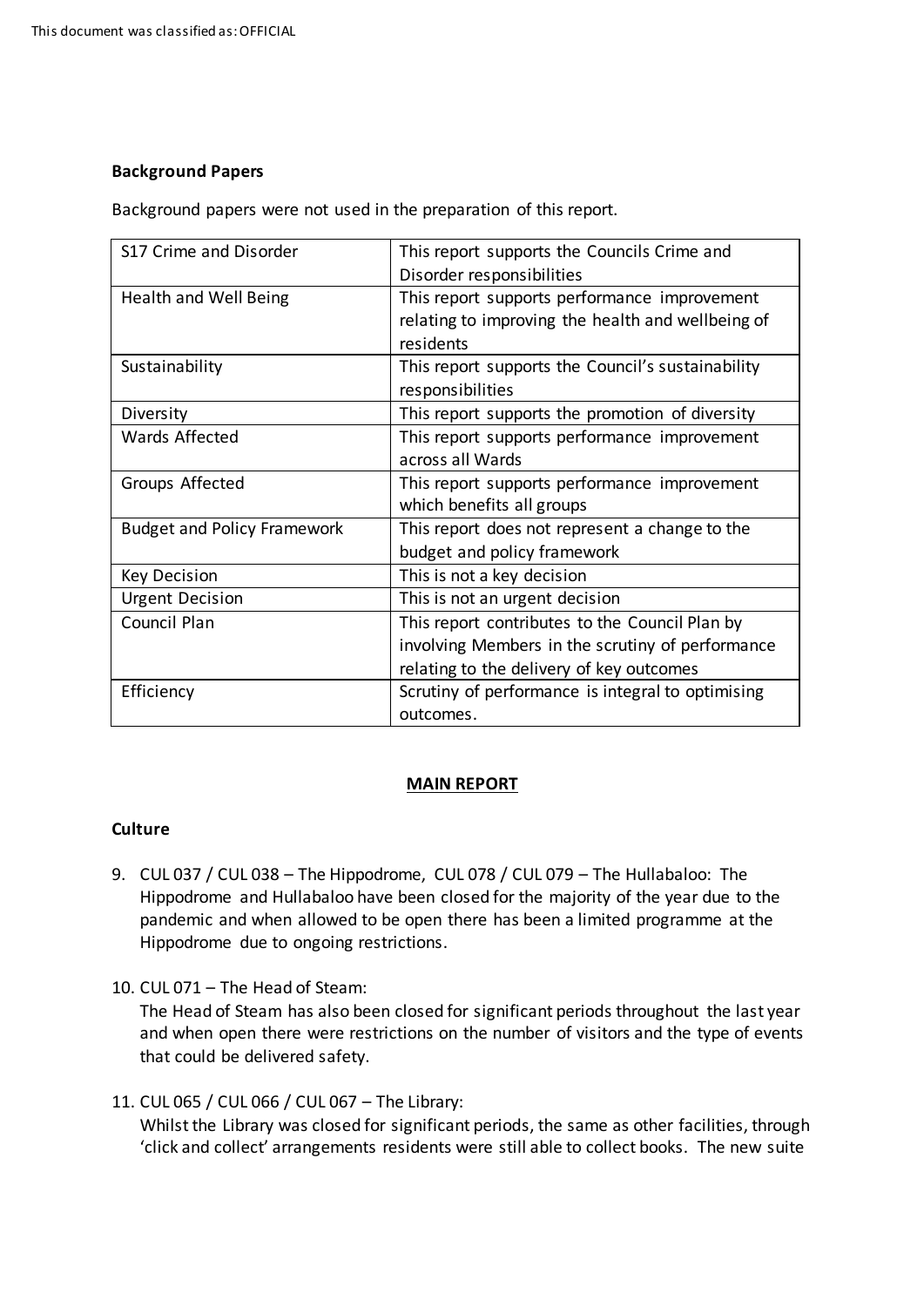This document was classified as: OFFICIAL

**Background Papers**

Background papers were not used in the preparation of this report.

| | |
|---|---|
| S17 Crime and Disorder | This report supports the Councils Crime and Disorder responsibilities |
| Health and Well Being | This report supports performance improvement relating to improving the health and wellbeing of residents |
| Sustainability | This report supports the Council's sustainability responsibilities |
| Diversity | This report supports the promotion of diversity |
| Wards Affected | This report supports performance improvement across all Wards |
| Groups Affected | This report supports performance improvement which benefits all groups |
| Budget and Policy Framework | This report does not represent a change to the budget and policy framework |
| Key Decision | This is not a key decision |
| Urgent Decision | This is not an urgent decision |
| Council Plan | This report contributes to the Council Plan by involving Members in the scrutiny of performance relating to the delivery of key outcomes |
| Efficiency | Scrutiny of performance is integral to optimising outcomes. |

**MAIN REPORT**

**Culture**

9. CUL 037 / CUL 038 – The Hippodrome, CUL 078 / CUL 079 – The Hullabaloo: The Hippodrome and Hullabaloo have been closed for the majority of the year due to the pandemic and when allowed to be open there has been a limited programme at the Hippodrome due to ongoing restrictions.

10. CUL 071 – The Head of Steam:
The Head of Steam has also been closed for significant periods throughout the last year and when open there were restrictions on the number of visitors and the type of events that could be delivered safety.

11. CUL 065 / CUL 066 / CUL 067 – The Library:
Whilst the Library was closed for significant periods, the same as other facilities, through 'click and collect' arrangements residents were still able to collect books. The new suite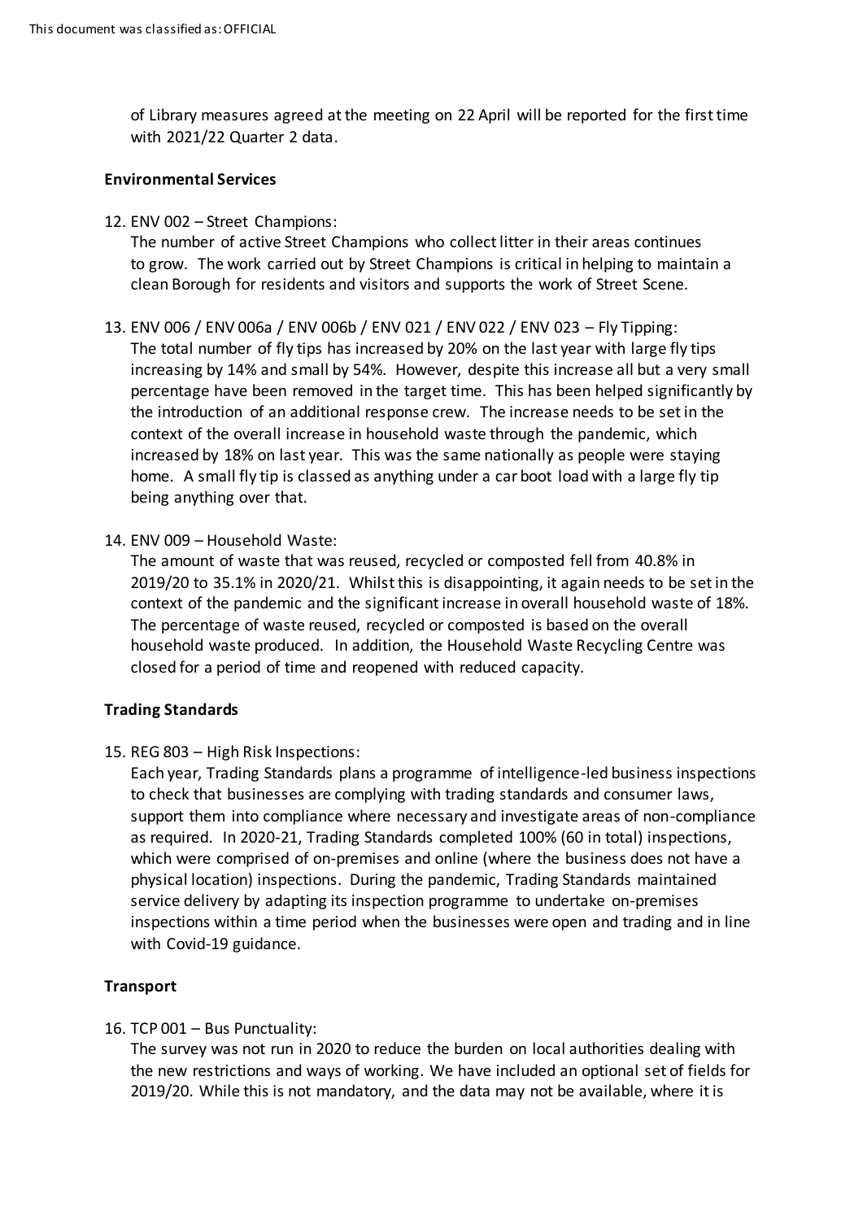of Library measures agreed at the meeting on 22 April will be reported for the first time with 2021/22 Quarter 2 data.

**Environmental Services**

12. ENV 002 – Street Champions:
    The number of active Street Champions who collect litter in their areas continues to grow. The work carried out by Street Champions is critical in helping to maintain a clean Borough for residents and visitors and supports the work of Street Scene.

13. ENV 006 / ENV 006a / ENV 006b / ENV 021 / ENV 022 / ENV 023 – Fly Tipping:
    The total number of fly tips has increased by 20% on the last year with large fly tips increasing by 14% and small by 54%. However, despite this increase all but a very small percentage have been removed in the target time. This has been helped significantly by the introduction of an additional response crew. The increase needs to be set in the context of the overall increase in household waste through the pandemic, which increased by 18% on last year. This was the same nationally as people were staying home. A small fly tip is classed as anything under a car boot load with a large fly tip being anything over that.

14. ENV 009 – Household Waste:
    The amount of waste that was reused, recycled or composted fell from 40.8% in 2019/20 to 35.1% in 2020/21. Whilst this is disappointing, it again needs to be set in the context of the pandemic and the significant increase in overall household waste of 18%. The percentage of waste reused, recycled or composted is based on the overall household waste produced. In addition, the Household Waste Recycling Centre was closed for a period of time and reopened with reduced capacity.

**Trading Standards**

15. REG 803 – High Risk Inspections:
    Each year, Trading Standards plans a programme of intelligence-led business inspections to check that businesses are complying with trading standards and consumer laws, support them into compliance where necessary and investigate areas of non-compliance as required. In 2020-21, Trading Standards completed 100% (60 in total) inspections, which were comprised of on-premises and online (where the business does not have a physical location) inspections. During the pandemic, Trading Standards maintained service delivery by adapting its inspection programme to undertake on-premises inspections within a time period when the businesses were open and trading and in line with Covid-19 guidance.

**Transport**

16. TCP 001 – Bus Punctuality:
    The survey was not run in 2020 to reduce the burden on local authorities dealing with the new restrictions and ways of working. We have included an optional set of fields for 2019/20. While this is not mandatory, and the data may not be available, where it is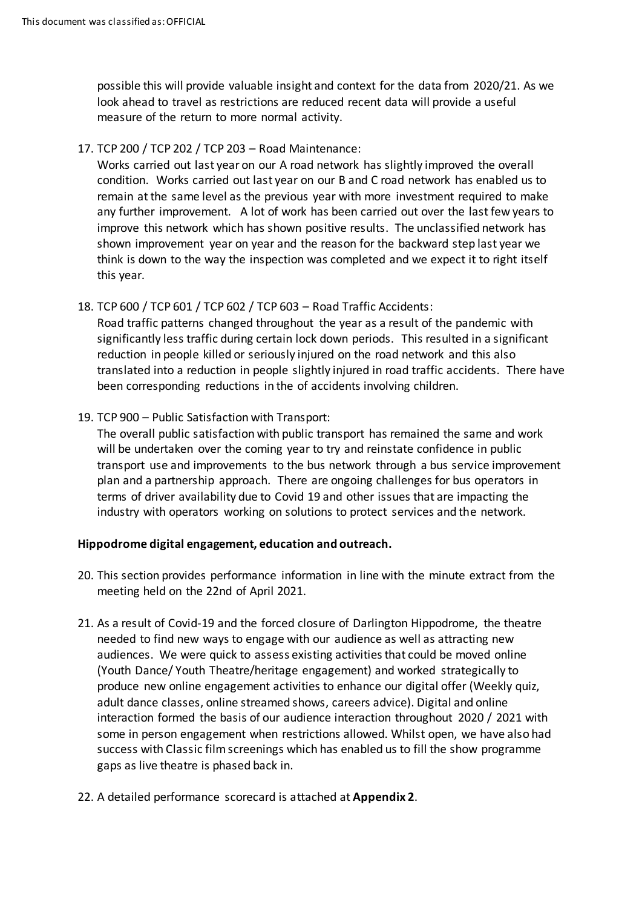possible this will provide valuable insight and context for the data from 2020/21. As we look ahead to travel as restrictions are reduced recent data will provide a useful measure of the return to more normal activity.

17. TCP 200 / TCP 202 / TCP 203 – Road Maintenance:
    Works carried out last year on our A road network has slightly improved the overall condition. Works carried out last year on our B and C road network has enabled us to remain at the same level as the previous year with more investment required to make any further improvement. A lot of work has been carried out over the last few years to improve this network which has shown positive results. The unclassified network has shown improvement year on year and the reason for the backward step last year we think is down to the way the inspection was completed and we expect it to right itself this year.

18. TCP 600 / TCP 601 / TCP 602 / TCP 603 – Road Traffic Accidents:
    Road traffic patterns changed throughout the year as a result of the pandemic with significantly less traffic during certain lock down periods. This resulted in a significant reduction in people killed or seriously injured on the road network and this also translated into a reduction in people slightly injured in road traffic accidents. There have been corresponding reductions in the of accidents involving children.

19. TCP 900 – Public Satisfaction with Transport:
    The overall public satisfaction with public transport has remained the same and work will be undertaken over the coming year to try and reinstate confidence in public transport use and improvements to the bus network through a bus service improvement plan and a partnership approach. There are ongoing challenges for bus operators in terms of driver availability due to Covid 19 and other issues that are impacting the industry with operators working on solutions to protect services and the network.

**Hippodrome digital engagement, education and outreach.**

20. This section provides performance information in line with the minute extract from the meeting held on the 22nd of April 2021.

21. As a result of Covid-19 and the forced closure of Darlington Hippodrome, the theatre needed to find new ways to engage with our audience as well as attracting new audiences. We were quick to assess existing activities that could be moved online (Youth Dance/ Youth Theatre/heritage engagement) and worked strategically to produce new online engagement activities to enhance our digital offer (Weekly quiz, adult dance classes, online streamed shows, careers advice). Digital and online interaction formed the basis of our audience interaction throughout 2020 / 2021 with some in person engagement when restrictions allowed. Whilst open, we have also had success with Classic film screenings which has enabled us to fill the show programme gaps as live theatre is phased back in.

22. A detailed performance scorecard is attached at **Appendix 2**.